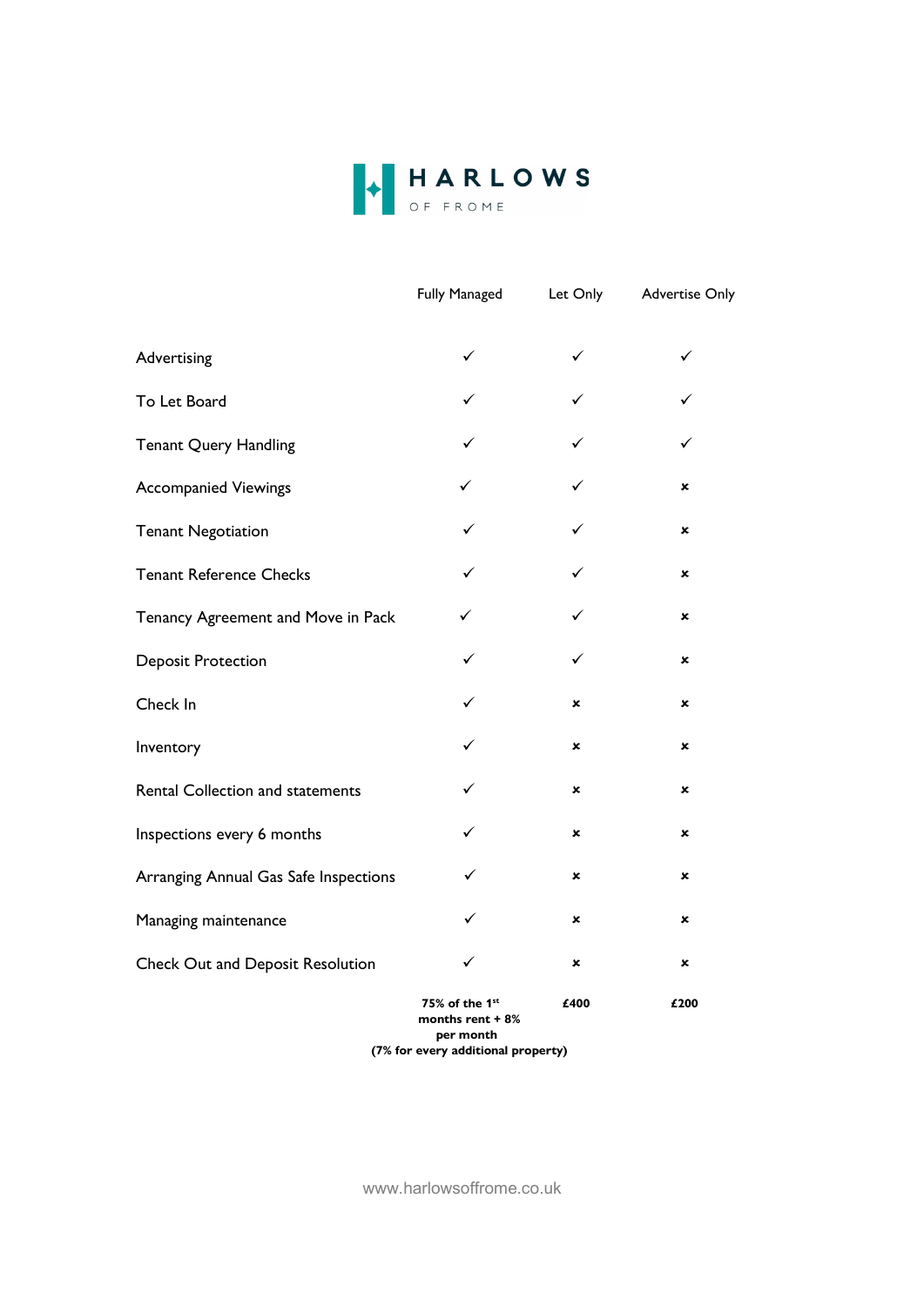# HARLOWS

OF FROME

| | Fully Managed | Let Only | Advertise Only |
|---|---|---|---|
| Advertising | ✓ | ✓ | ✓ |
| To Let Board | ✓ | ✓ | ✓ |
| Tenant Query Handling | ✓ | ✓ | ✓ |
| Accompanied Viewings | ✓ | ✓ | ✗ |
| Tenant Negotiation | ✓ | ✓ | ✗ |
| Tenant Reference Checks | ✓ | ✓ | ✗ |
| Tenancy Agreement and Move in Pack | ✓ | ✓ | ✗ |
| Deposit Protection | ✓ | ✓ | ✗ |
| Check In | ✓ | ✗ | ✗ |
| Inventory | ✓ | ✗ | ✗ |
| Rental Collection and statements | ✓ | ✗ | ✗ |
| Inspections every 6 months | ✓ | ✗ | ✗ |
| Arranging Annual Gas Safe Inspections | ✓ | ✗ | ✗ |
| Managing maintenance | ✓ | ✗ | ✗ |
| Check Out and Deposit Resolution | ✓ | ✗ | ✗ |
| | **75% of the 1st months rent + 8% per month (7% for every additional property)** | **£400** | **£200** |

www.harlowsoffrome.co.uk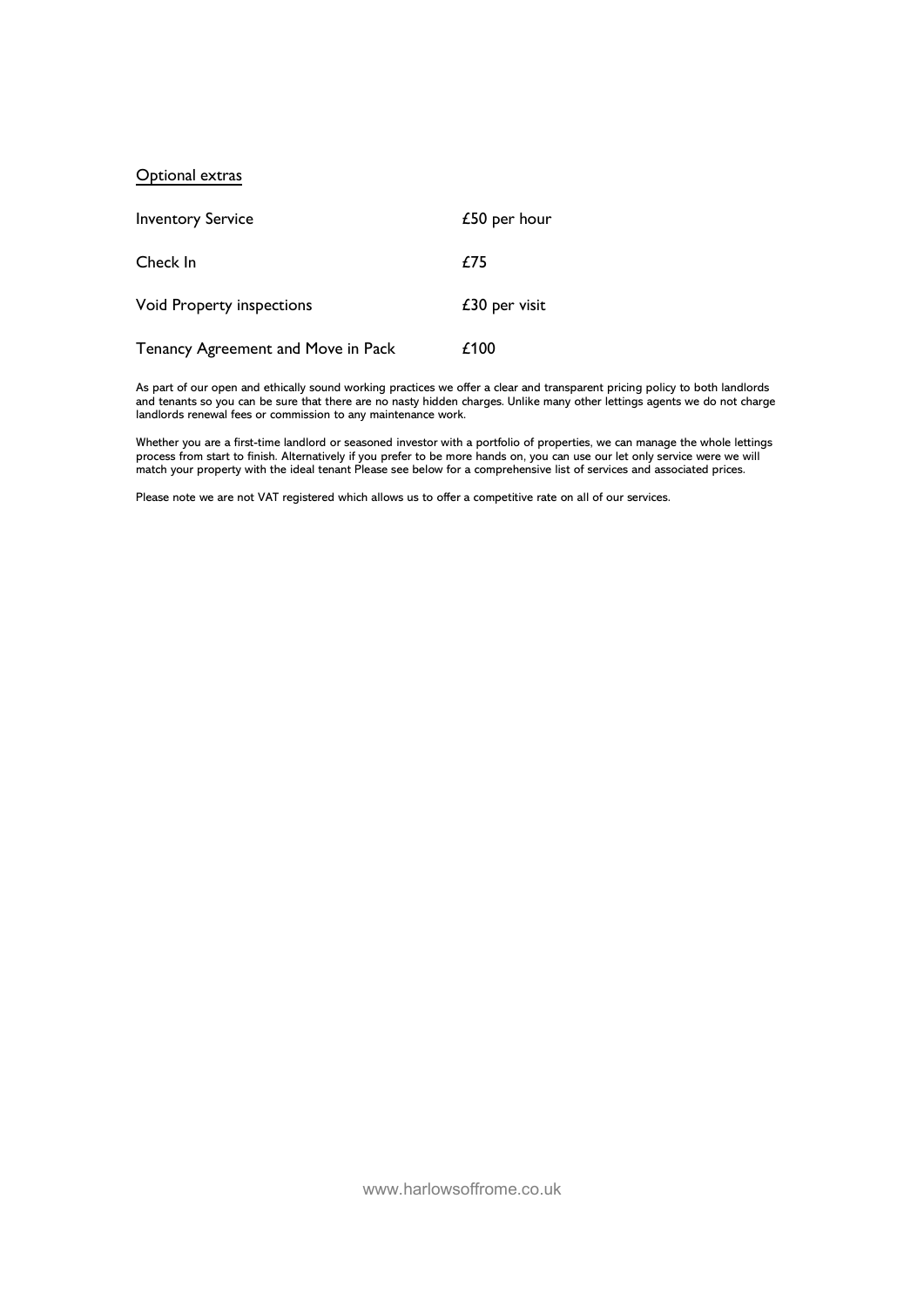Optional extras

| | |
|---|---|
| Inventory Service | £50 per hour |
| Check In | £75 |
| Void Property inspections | £30 per visit |
| Tenancy Agreement and Move in Pack | £100 |

As part of our open and ethically sound working practices we offer a clear and transparent pricing policy to both landlords and tenants so you can be sure that there are no nasty hidden charges. Unlike many other lettings agents we do not charge landlords renewal fees or commission to any maintenance work.

Whether you are a first-time landlord or seasoned investor with a portfolio of properties, we can manage the whole lettings process from start to finish. Alternatively if you prefer to be more hands on, you can use our let only service were we will match your property with the ideal tenant Please see below for a comprehensive list of services and associated prices.

Please note we are not VAT registered which allows us to offer a competitive rate on all of our services.

www.harlowsoffrome.co.uk